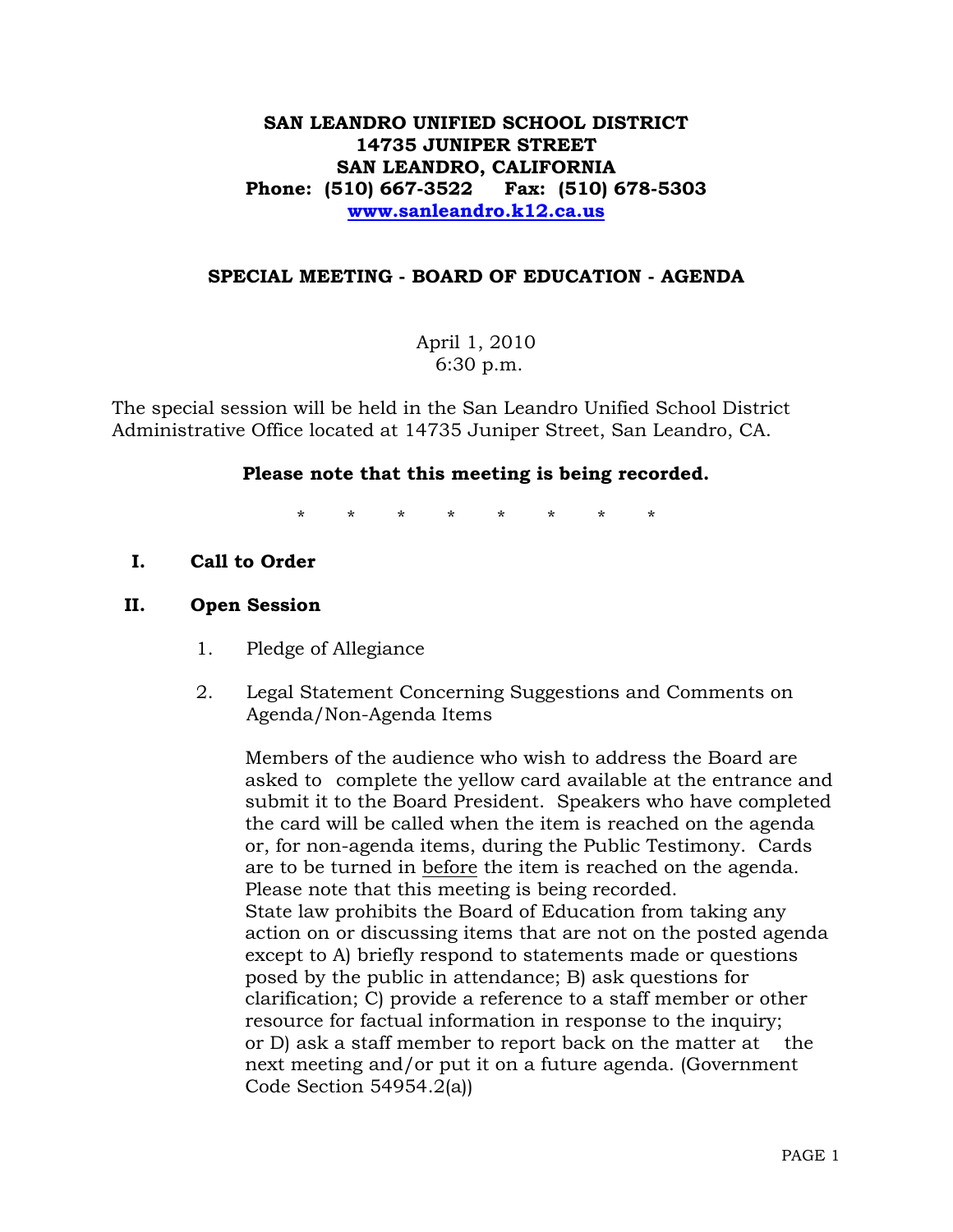# SAN LEANDRO UNIFIED SCHOOL DISTRICT
## 14735 JUNIPER STREET
## SAN LEANDRO, CALIFORNIA
**Phone: (510) 667-3522 Fax: (510) 678-5303**
**[www.sanleandro.k12.ca.us](http://www.sanleandro.k12.ca.us)**

## SPECIAL MEETING - BOARD OF EDUCATION - AGENDA

April 1, 2010
6:30 p.m.

The special session will be held in the San Leandro Unified School District Administrative Office located at 14735 Juniper Street, San Leandro, CA.

**Please note that this meeting is being recorded.**

\* \* \* \* \* \* \* \*

**I. Call to Order**

**II. Open Session**

1. Pledge of Allegiance

2. Legal Statement Concerning Suggestions and Comments on Agenda/Non-Agenda Items

   Members of the audience who wish to address the Board are asked to complete the yellow card available at the entrance and submit it to the Board President. Speakers who have completed the card will be called when the item is reached on the agenda or, for non-agenda items, during the Public Testimony. Cards are to be turned in <u>before</u> the item is reached on the agenda. Please note that this meeting is being recorded.
   State law prohibits the Board of Education from taking any action on or discussing items that are not on the posted agenda except to A) briefly respond to statements made or questions posed by the public in attendance; B) ask questions for clarification; C) provide a reference to a staff member or other resource for factual information in response to the inquiry; or D) ask a staff member to report back on the matter at the next meeting and/or put it on a future agenda. (Government Code Section 54954.2(a))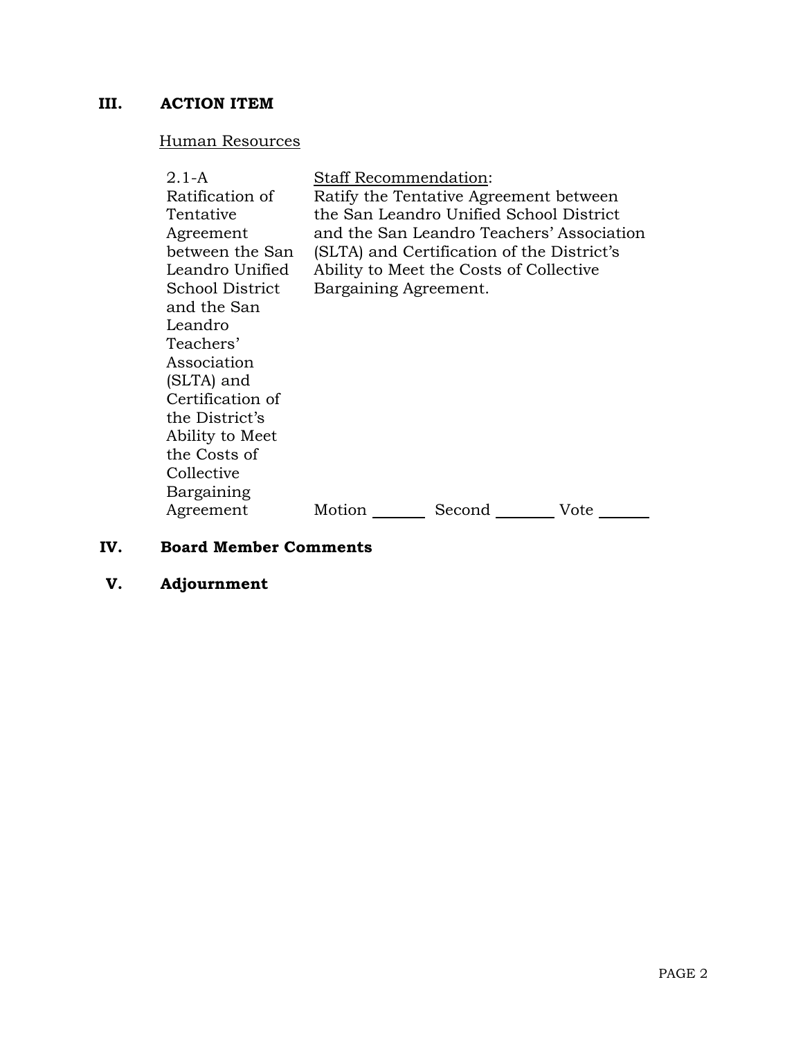## III. ACTION ITEM

Human Resources

| | |
|---|---|
| 2.1-A Ratification of Tentative Agreement between the San Leandro Unified School District and the San Leandro Teachers' Association (SLTA) and Certification of the District's Ability to Meet the Costs of Collective Bargaining Agreement | Staff Recommendation: Ratify the Tentative Agreement between the San Leandro Unified School District and the San Leandro Teachers' Association (SLTA) and Certification of the District's Ability to Meet the Costs of Collective Bargaining Agreement.<br><br>Motion _______ Second _______ Vote _______ |

## IV. Board Member Comments

## V. Adjournment